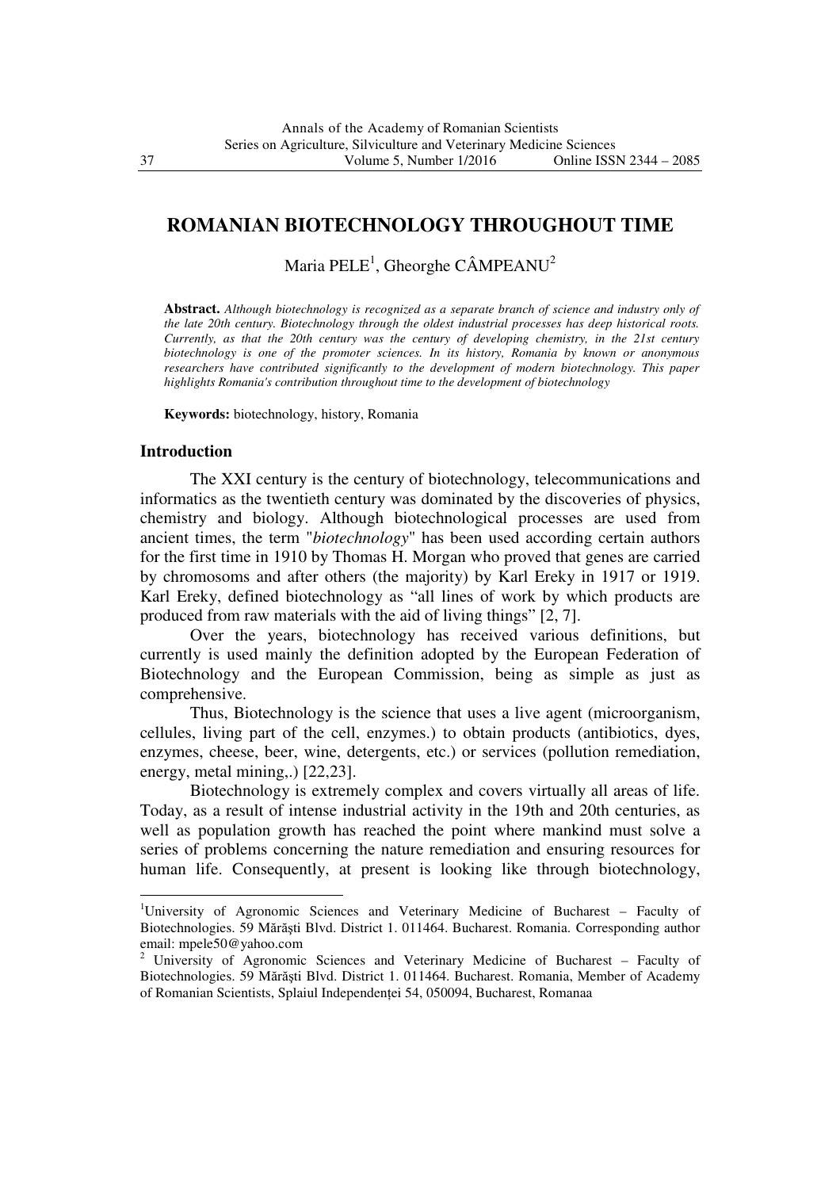# ROMANIAN BIOTECHNOLOGY THROUGHOUT TIME

Maria PELE[1], Gheorghe CÂMPEANU[2]

**Abstract.** *Although biotechnology is recognized as a separate branch of science and industry only of the late 20th century. Biotechnology through the oldest industrial processes has deep historical roots. Currently, as that the 20th century was the century of developing chemistry, in the 21st century biotechnology is one of the promoter sciences. In its history, Romania by known or anonymous researchers have contributed significantly to the development of modern biotechnology. This paper highlights Romania's contribution throughout time to the development of biotechnology*

**Keywords:** biotechnology, history, Romania

## Introduction

The XXI century is the century of biotechnology, telecommunications and informatics as the twentieth century was dominated by the discoveries of physics, chemistry and biology. Although biotechnological processes are used from ancient times, the term "*biotechnology*" has been used according certain authors for the first time in 1910 by Thomas H. Morgan who proved that genes are carried by chromosoms and after others (the majority) by Karl Ereky in 1917 or 1919. Karl Ereky, defined biotechnology as "all lines of work by which products are produced from raw materials with the aid of living things" [2, 7].

Over the years, biotechnology has received various definitions, but currently is used mainly the definition adopted by the European Federation of Biotechnology and the European Commission, being as simple as just as comprehensive.

Thus, Biotechnology is the science that uses a live agent (microorganism, cellules, living part of the cell, enzymes.) to obtain products (antibiotics, dyes, enzymes, cheese, beer, wine, detergents, etc.) or services (pollution remediation, energy, metal mining,.) [22,23].

Biotechnology is extremely complex and covers virtually all areas of life. Today, as a result of intense industrial activity in the 19th and 20th centuries, as well as population growth has reached the point where mankind must solve a series of problems concerning the nature remediation and ensuring resources for human life. Consequently, at present is looking like through biotechnology,

---

[1]University of Agronomic Sciences and Veterinary Medicine of Bucharest – Faculty of Biotechnologies. 59 Mărăşti Blvd. District 1. 011464. Bucharest. Romania. Corresponding author email: mpele50@yahoo.com

[2] University of Agronomic Sciences and Veterinary Medicine of Bucharest – Faculty of Biotechnologies. 59 Mărăşti Blvd. District 1. 011464. Bucharest. Romania, Member of Academy of Romanian Scientists, Splaiul Independenţei 54, 050094, Bucharest, Romanaa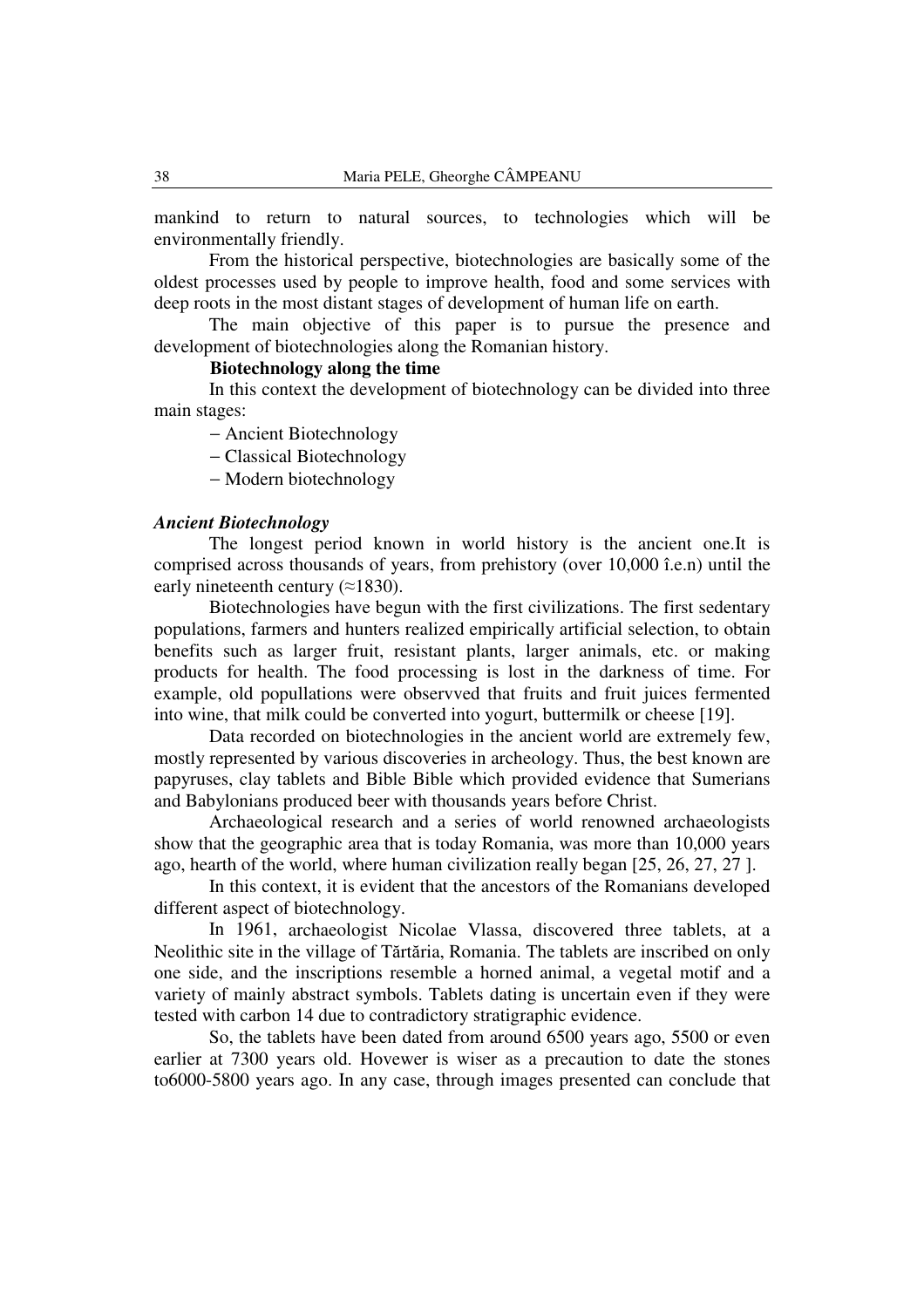mankind to return to natural sources, to technologies which will be environmentally friendly.

From the historical perspective, biotechnologies are basically some of the oldest processes used by people to improve health, food and some services with deep roots in the most distant stages of development of human life on earth.

The main objective of this paper is to pursue the presence and development of biotechnologies along the Romanian history.

**Biotechnology along the time**

In this context the development of biotechnology can be divided into three main stages:

- Ancient Biotechnology
- Classical Biotechnology
- Modern biotechnology

***Ancient Biotechnology***

The longest period known in world history is the ancient one.It is comprised across thousands of years, from prehistory (over 10,000 î.e.n) until the early nineteenth century (≈1830).

Biotechnologies have begun with the first civilizations. The first sedentary populations, farmers and hunters realized empirically artificial selection, to obtain benefits such as larger fruit, resistant plants, larger animals, etc. or making products for health. The food processing is lost in the darkness of time. For example, old popullations were observved that fruits and fruit juices fermented into wine, that milk could be converted into yogurt, buttermilk or cheese [19].

Data recorded on biotechnologies in the ancient world are extremely few, mostly represented by various discoveries in archeology. Thus, the best known are papyruses, clay tablets and Bible Bible which provided evidence that Sumerians and Babylonians produced beer with thousands years before Christ.

Archaeological research and a series of world renowned archaeologists show that the geographic area that is today Romania, was more than 10,000 years ago, hearth of the world, where human civilization really began [25, 26, 27, 27 ].

In this context, it is evident that the ancestors of the Romanians developed different aspect of biotechnology.

In 1961, archaeologist Nicolae Vlassa, discovered three tablets, at a Neolithic site in the village of Tărtăria, Romania. The tablets are inscribed on only one side, and the inscriptions resemble a horned animal, a vegetal motif and a variety of mainly abstract symbols. Tablets dating is uncertain even if they were tested with carbon 14 due to contradictory stratigraphic evidence.

So, the tablets have been dated from around 6500 years ago, 5500 or even earlier at 7300 years old. Hovewer is wiser as a precaution to date the stones to6000-5800 years ago. In any case, through images presented can conclude that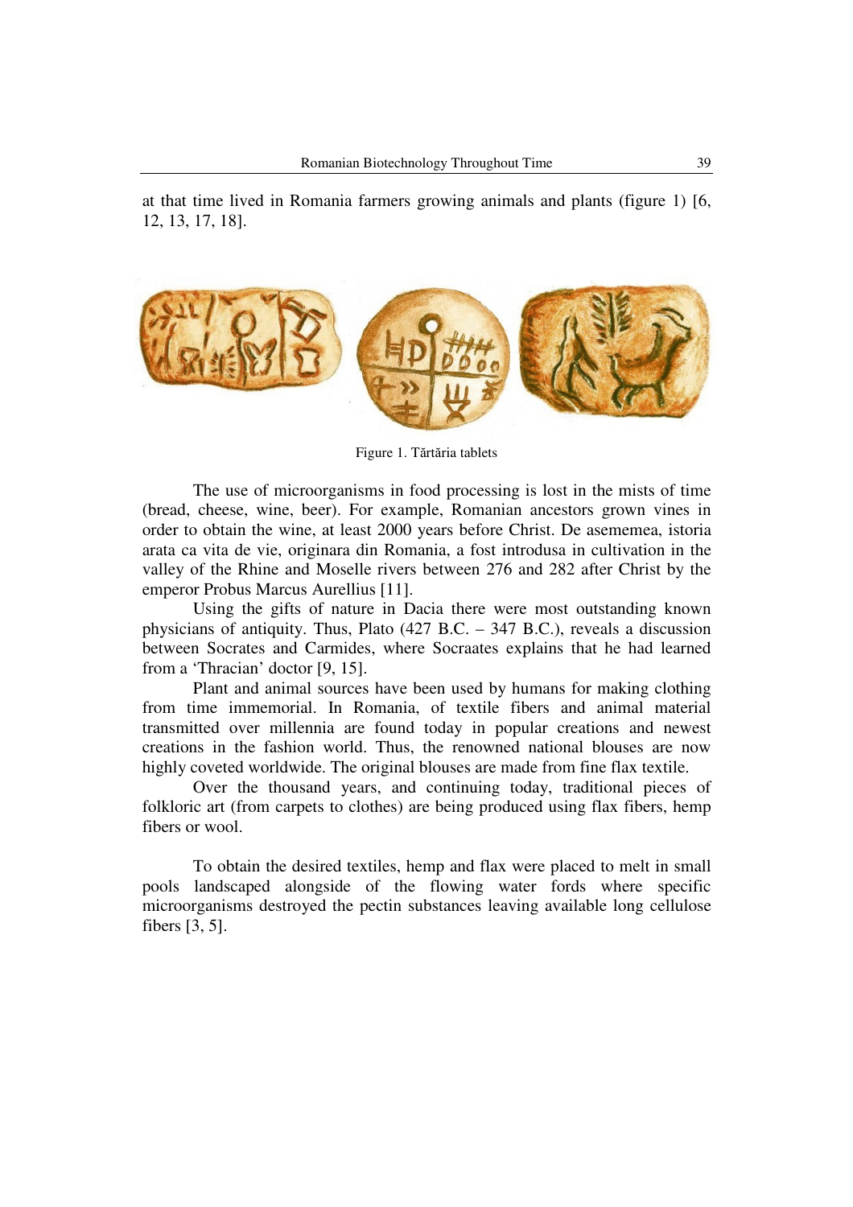at that time lived in Romania farmers growing animals and plants (figure 1) [6, 12, 13, 17, 18].

Figure 1. Tărtăria tablets

The use of microorganisms in food processing is lost in the mists of time (bread, cheese, wine, beer). For example, Romanian ancestors grown vines in order to obtain the wine, at least 2000 years before Christ. De asememea, istoria arata ca vita de vie, originara din Romania, a fost introdusa in cultivation in the valley of the Rhine and Moselle rivers between 276 and 282 after Christ by the emperor Probus Marcus Aurellius [11].

Using the gifts of nature in Dacia there were most outstanding known physicians of antiquity. Thus, Plato (427 B.C. – 347 B.C.), reveals a discussion between Socrates and Carmides, where Socraates explains that he had learned from a 'Thracian' doctor [9, 15].

Plant and animal sources have been used by humans for making clothing from time immemorial. In Romania, of textile fibers and animal material transmitted over millennia are found today in popular creations and newest creations in the fashion world. Thus, the renowned national blouses are now highly coveted worldwide. The original blouses are made from fine flax textile.

Over the thousand years, and continuing today, traditional pieces of folkloric art (from carpets to clothes) are being produced using flax fibers, hemp fibers or wool.

To obtain the desired textiles, hemp and flax were placed to melt in small pools landscaped alongside of the flowing water fords where specific microorganisms destroyed the pectin substances leaving available long cellulose fibers [3, 5].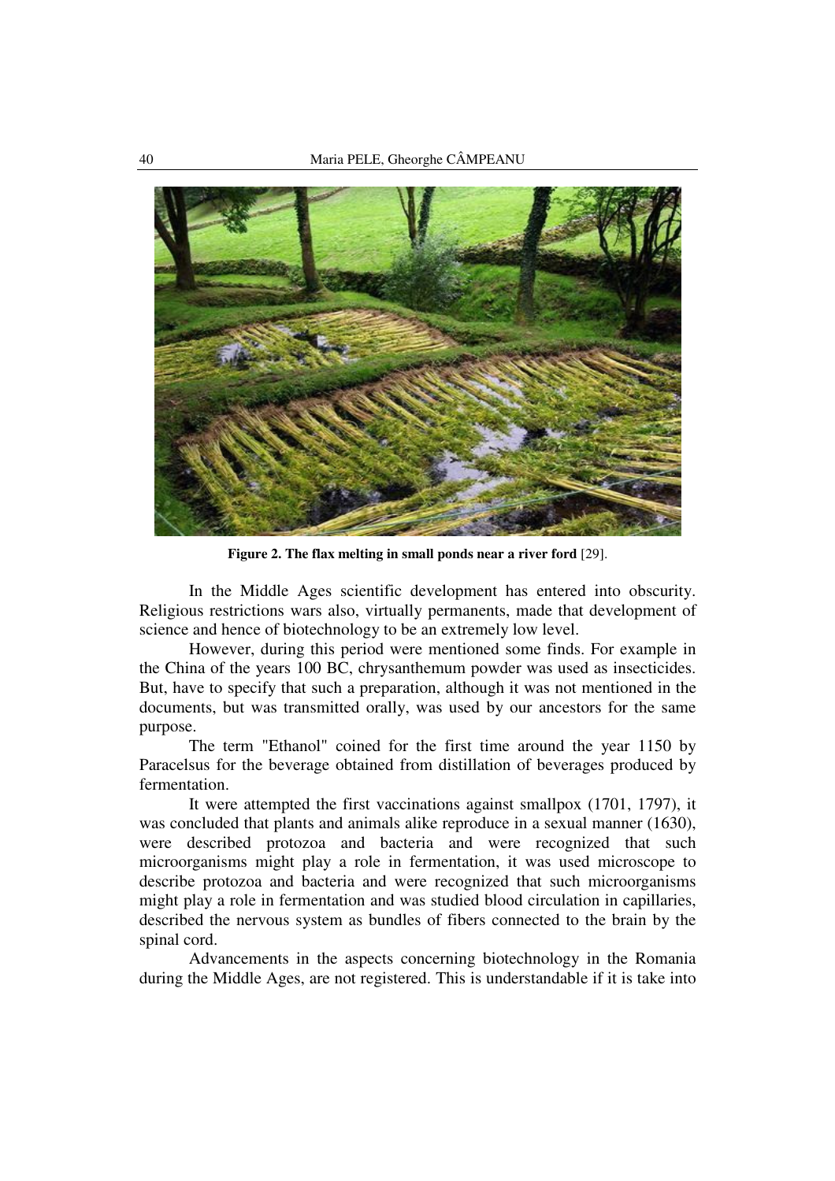**Figure 2. The flax melting in small ponds near a river ford** [29].

In the Middle Ages scientific development has entered into obscurity. Religious restrictions wars also, virtually permanents, made that development of science and hence of biotechnology to be an extremely low level.

However, during this period were mentioned some finds. For example in the China of the years 100 BC, chrysanthemum powder was used as insecticides. But, have to specify that such a preparation, although it was not mentioned in the documents, but was transmitted orally, was used by our ancestors for the same purpose.

The term "Ethanol" coined for the first time around the year 1150 by Paracelsus for the beverage obtained from distillation of beverages produced by fermentation.

It were attempted the first vaccinations against smallpox (1701, 1797), it was concluded that plants and animals alike reproduce in a sexual manner (1630), were described protozoa and bacteria and were recognized that such microorganisms might play a role in fermentation, it was used microscope to describe protozoa and bacteria and were recognized that such microorganisms might play a role in fermentation and was studied blood circulation in capillaries, described the nervous system as bundles of fibers connected to the brain by the spinal cord.

Advancements in the aspects concerning biotechnology in the Romania during the Middle Ages, are not registered. This is understandable if it is take into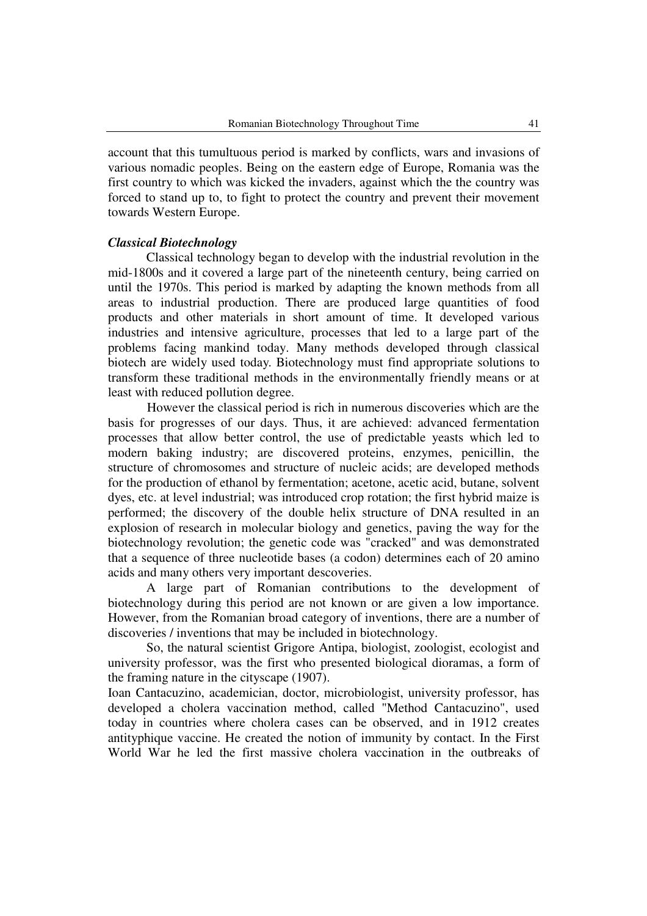account that this tumultuous period is marked by conflicts, wars and invasions of various nomadic peoples. Being on the eastern edge of Europe, Romania was the first country to which was kicked the invaders, against which the the country was forced to stand up to, to fight to protect the country and prevent their movement towards Western Europe.

***Classical Biotechnology***

Classical technology began to develop with the industrial revolution in the mid-1800s and it covered a large part of the nineteenth century, being carried on until the 1970s. This period is marked by adapting the known methods from all areas to industrial production. There are produced large quantities of food products and other materials in short amount of time. It developed various industries and intensive agriculture, processes that led to a large part of the problems facing mankind today. Many methods developed through classical biotech are widely used today. Biotechnology must find appropriate solutions to transform these traditional methods in the environmentally friendly means or at least with reduced pollution degree.

However the classical period is rich in numerous discoveries which are the basis for progresses of our days. Thus, it are achieved: advanced fermentation processes that allow better control, the use of predictable yeasts which led to modern baking industry; are discovered proteins, enzymes, penicillin, the structure of chromosomes and structure of nucleic acids; are developed methods for the production of ethanol by fermentation; acetone, acetic acid, butane, solvent dyes, etc. at level industrial; was introduced crop rotation; the first hybrid maize is performed; the discovery of the double helix structure of DNA resulted in an explosion of research in molecular biology and genetics, paving the way for the biotechnology revolution; the genetic code was "cracked" and was demonstrated that a sequence of three nucleotide bases (a codon) determines each of 20 amino acids and many others very important descoveries.

A large part of Romanian contributions to the development of biotechnology during this period are not known or are given a low importance. However, from the Romanian broad category of inventions, there are a number of discoveries / inventions that may be included in biotechnology.

So, the natural scientist Grigore Antipa, biologist, zoologist, ecologist and university professor, was the first who presented biological dioramas, a form of the framing nature in the cityscape (1907).

Ioan Cantacuzino, academician, doctor, microbiologist, university professor, has developed a cholera vaccination method, called "Method Cantacuzino", used today in countries where cholera cases can be observed, and in 1912 creates antityphique vaccine. He created the notion of immunity by contact. In the First World War he led the first massive cholera vaccination in the outbreaks of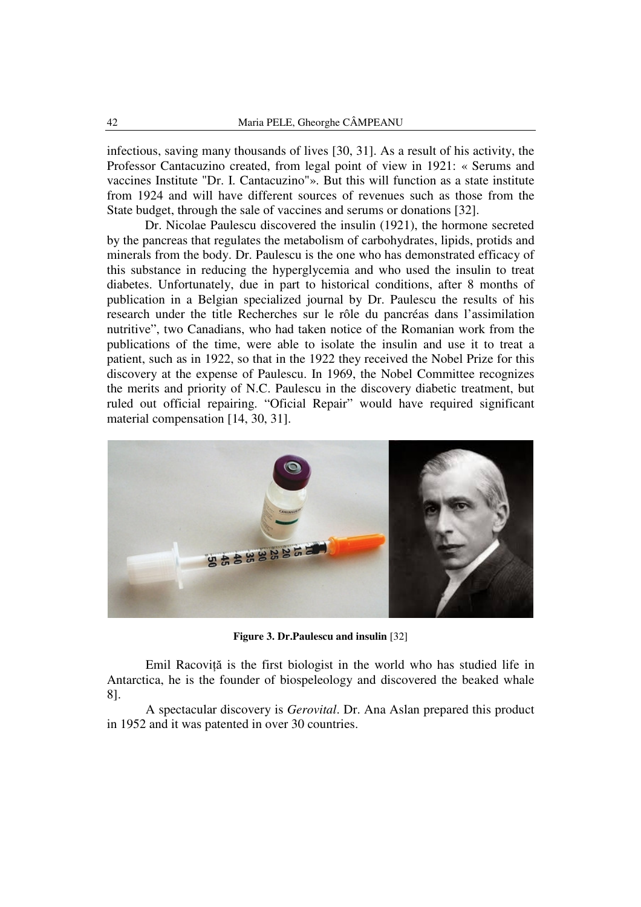infectious, saving many thousands of lives [30, 31]. As a result of his activity, the Professor Cantacuzino created, from legal point of view in 1921: « Serums and vaccines Institute "Dr. I. Cantacuzino"». But this will function as a state institute from 1924 and will have different sources of revenues such as those from the State budget, through the sale of vaccines and serums or donations [32].

Dr. Nicolae Paulescu discovered the insulin (1921), the hormone secreted by the pancreas that regulates the metabolism of carbohydrates, lipids, protids and minerals from the body. Dr. Paulescu is the one who has demonstrated efficacy of this substance in reducing the hyperglycemia and who used the insulin to treat diabetes. Unfortunately, due in part to historical conditions, after 8 months of publication in a Belgian specialized journal by Dr. Paulescu the results of his research under the title Recherches sur le rôle du pancréas dans l'assimilation nutritive", two Canadians, who had taken notice of the Romanian work from the publications of the time, were able to isolate the insulin and use it to treat a patient, such as in 1922, so that in the 1922 they received the Nobel Prize for this discovery at the expense of Paulescu. In 1969, the Nobel Committee recognizes the merits and priority of N.C. Paulescu in the discovery diabetic treatment, but ruled out official repairing. "Oficial Repair" would have required significant material compensation [14, 30, 31].

**Figure 3. Dr.Paulescu and insulin** [32]

Emil Racoviță is the first biologist in the world who has studied life in Antarctica, he is the founder of biospeleology and discovered the beaked whale 8].

A spectacular discovery is *Gerovital*. Dr. Ana Aslan prepared this product in 1952 and it was patented in over 30 countries.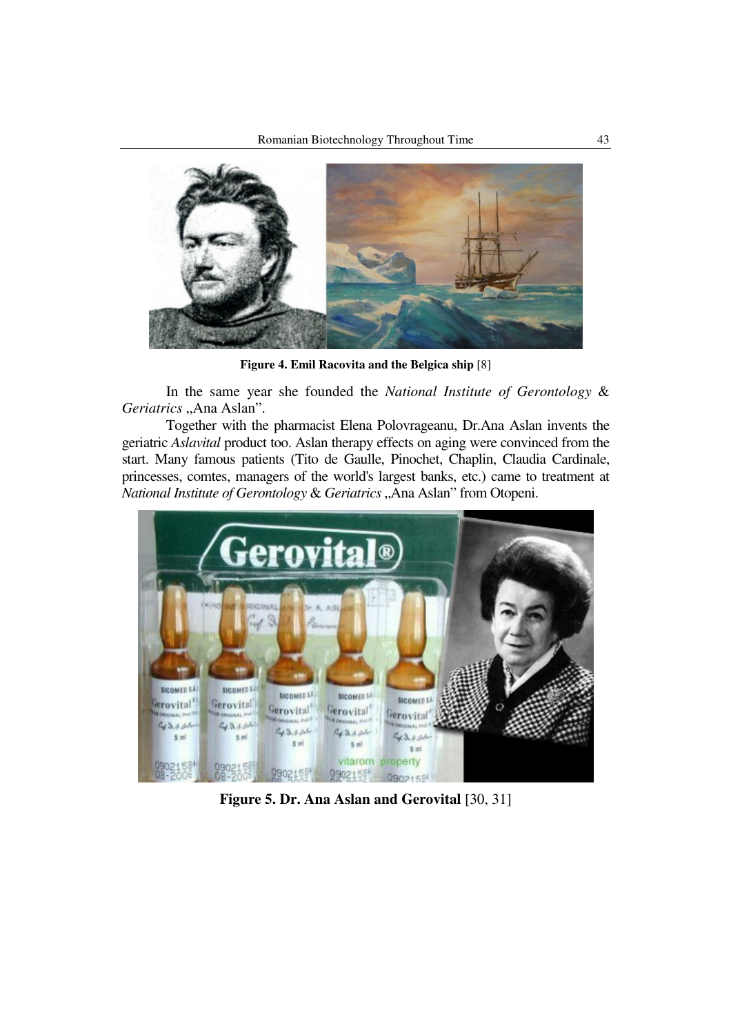**Figure 4. Emil Racovita and the Belgica ship** [8]

In the same year she founded the *National Institute of Gerontology* & *Geriatrics* „Ana Aslan".

Together with the pharmacist Elena Polovrageanu, Dr.Ana Aslan invents the geriatric *Aslavital* product too. Aslan therapy effects on aging were convinced from the start. Many famous patients (Tito de Gaulle, Pinochet, Chaplin, Claudia Cardinale, princesses, comtes, managers of the world's largest banks, etc.) came to treatment at *National Institute of Gerontology* & *Geriatrics* „Ana Aslan" from Otopeni.

**Figure 5. Dr. Ana Aslan and Gerovital** [30, 31]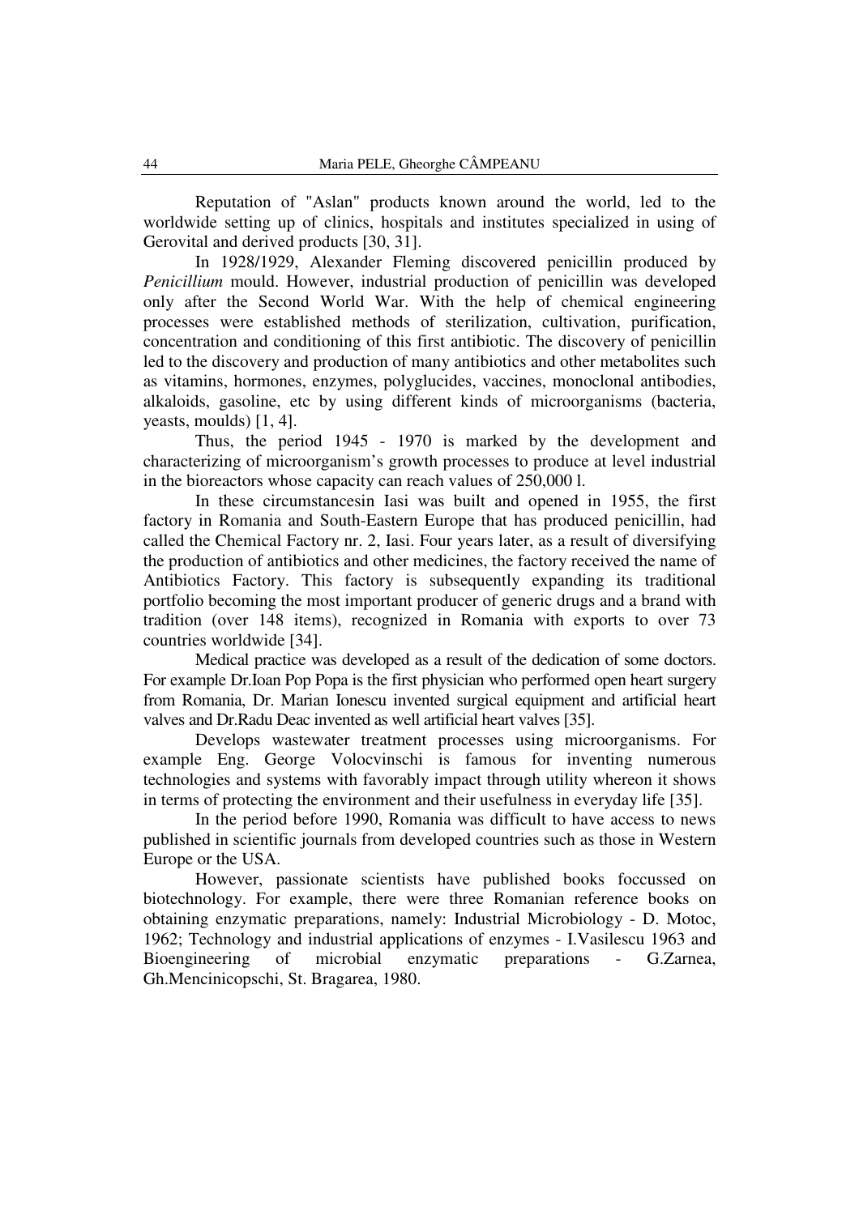Reputation of "Aslan" products known around the world, led to the worldwide setting up of clinics, hospitals and institutes specialized in using of Gerovital and derived products [30, 31].

In 1928/1929, Alexander Fleming discovered penicillin produced by *Penicillium* mould. However, industrial production of penicillin was developed only after the Second World War. With the help of chemical engineering processes were established methods of sterilization, cultivation, purification, concentration and conditioning of this first antibiotic. The discovery of penicillin led to the discovery and production of many antibiotics and other metabolites such as vitamins, hormones, enzymes, polyglucides, vaccines, monoclonal antibodies, alkaloids, gasoline, etc by using different kinds of microorganisms (bacteria, yeasts, moulds) [1, 4].

Thus, the period 1945 - 1970 is marked by the development and characterizing of microorganism's growth processes to produce at level industrial in the bioreactors whose capacity can reach values of 250,000 l.

In these circumstancesin Iasi was built and opened in 1955, the first factory in Romania and South-Eastern Europe that has produced penicillin, had called the Chemical Factory nr. 2, Iasi. Four years later, as a result of diversifying the production of antibiotics and other medicines, the factory received the name of Antibiotics Factory. This factory is subsequently expanding its traditional portfolio becoming the most important producer of generic drugs and a brand with tradition (over 148 items), recognized in Romania with exports to over 73 countries worldwide [34].

Medical practice was developed as a result of the dedication of some doctors. For example Dr.Ioan Pop Popa is the first physician who performed open heart surgery from Romania, Dr. Marian Ionescu invented surgical equipment and artificial heart valves and Dr.Radu Deac invented as well artificial heart valves [35].

Develops wastewater treatment processes using microorganisms. For example Eng. George Volocvinschi is famous for inventing numerous technologies and systems with favorably impact through utility whereon it shows in terms of protecting the environment and their usefulness in everyday life [35].

In the period before 1990, Romania was difficult to have access to news published in scientific journals from developed countries such as those in Western Europe or the USA.

However, passionate scientists have published books foccussed on biotechnology. For example, there were three Romanian reference books on obtaining enzymatic preparations, namely: Industrial Microbiology - D. Motoc, 1962; Technology and industrial applications of enzymes - I.Vasilescu 1963 and Bioengineering of microbial enzymatic preparations - G.Zarnea, Gh.Mencinicopschi, St. Bragarea, 1980.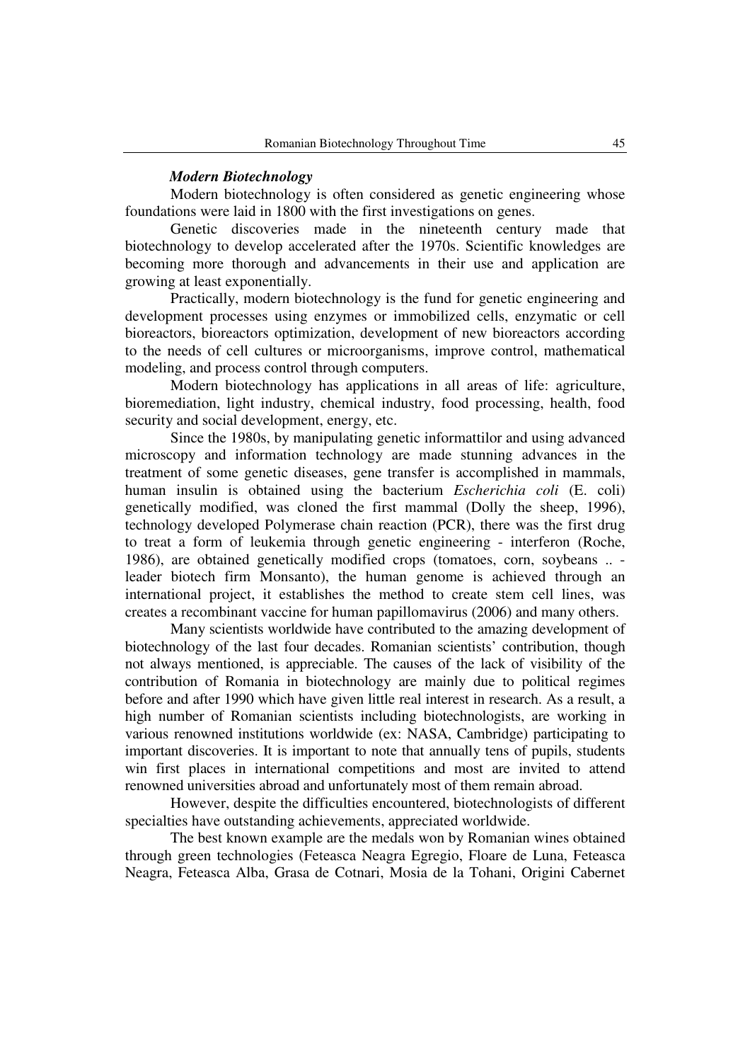### *Modern Biotechnology*

Modern biotechnology is often considered as genetic engineering whose foundations were laid in 1800 with the first investigations on genes.

Genetic discoveries made in the nineteenth century made that biotechnology to develop accelerated after the 1970s. Scientific knowledges are becoming more thorough and advancements in their use and application are growing at least exponentially.

Practically, modern biotechnology is the fund for genetic engineering and development processes using enzymes or immobilized cells, enzymatic or cell bioreactors, bioreactors optimization, development of new bioreactors according to the needs of cell cultures or microorganisms, improve control, mathematical modeling, and process control through computers.

Modern biotechnology has applications in all areas of life: agriculture, bioremediation, light industry, chemical industry, food processing, health, food security and social development, energy, etc.

Since the 1980s, by manipulating genetic informattilor and using advanced microscopy and information technology are made stunning advances in the treatment of some genetic diseases, gene transfer is accomplished in mammals, human insulin is obtained using the bacterium *Escherichia coli* (E. coli) genetically modified, was cloned the first mammal (Dolly the sheep, 1996), technology developed Polymerase chain reaction (PCR), there was the first drug to treat a form of leukemia through genetic engineering - interferon (Roche, 1986), are obtained genetically modified crops (tomatoes, corn, soybeans .. - leader biotech firm Monsanto), the human genome is achieved through an international project, it establishes the method to create stem cell lines, was creates a recombinant vaccine for human papillomavirus (2006) and many others.

Many scientists worldwide have contributed to the amazing development of biotechnology of the last four decades. Romanian scientists' contribution, though not always mentioned, is appreciable. The causes of the lack of visibility of the contribution of Romania in biotechnology are mainly due to political regimes before and after 1990 which have given little real interest in research. As a result, a high number of Romanian scientists including biotechnologists, are working in various renowned institutions worldwide (ex: NASA, Cambridge) participating to important discoveries. It is important to note that annually tens of pupils, students win first places in international competitions and most are invited to attend renowned universities abroad and unfortunately most of them remain abroad.

However, despite the difficulties encountered, biotechnologists of different specialties have outstanding achievements, appreciated worldwide.

The best known example are the medals won by Romanian wines obtained through green technologies (Feteasca Neagra Egregio, Floare de Luna, Feteasca Neagra, Feteasca Alba, Grasa de Cotnari, Mosia de la Tohani, Origini Cabernet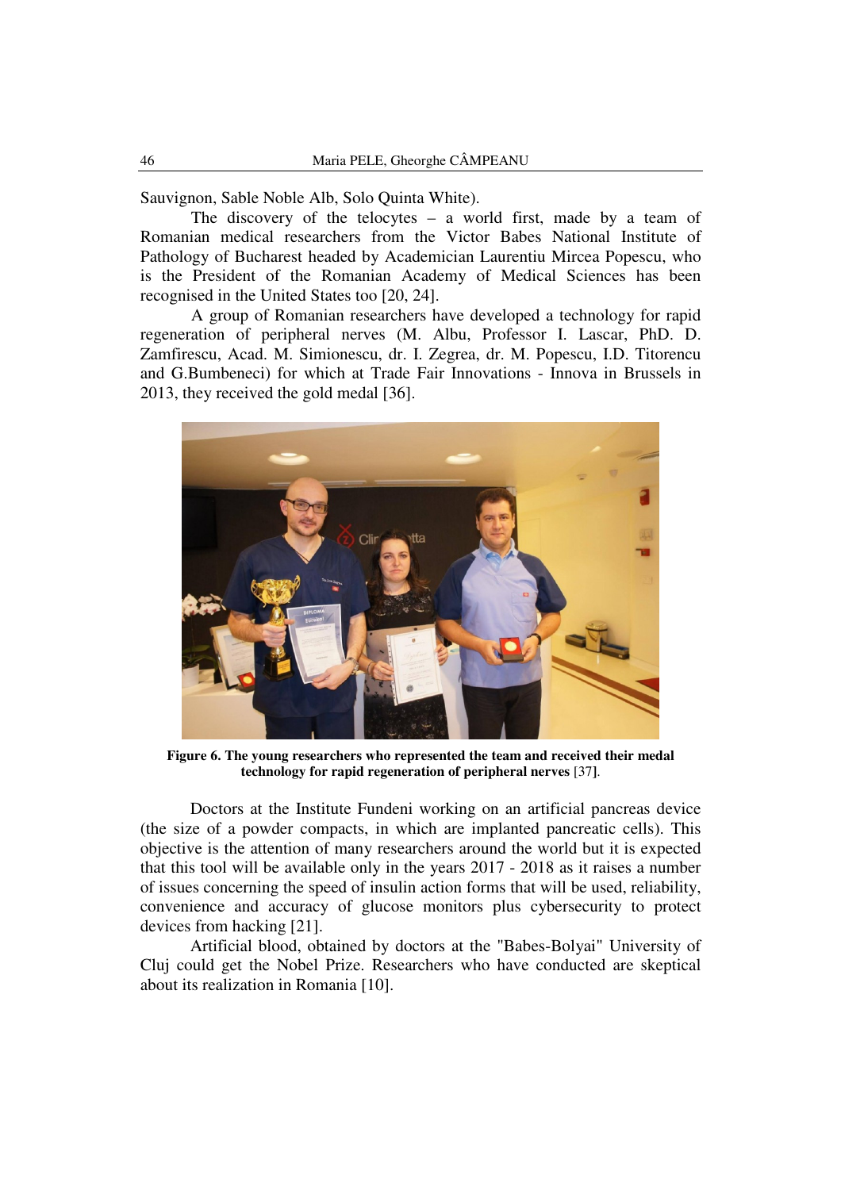Sauvignon, Sable Noble Alb, Solo Quinta White).

The discovery of the telocytes – a world first, made by a team of Romanian medical researchers from the Victor Babes National Institute of Pathology of Bucharest headed by Academician Laurentiu Mircea Popescu, who is the President of the Romanian Academy of Medical Sciences has been recognised in the United States too [20, 24].

A group of Romanian researchers have developed a technology for rapid regeneration of peripheral nerves (M. Albu, Professor I. Lascar, PhD. D. Zamfirescu, Acad. M. Simionescu, dr. I. Zegrea, dr. M. Popescu, I.D. Titorencu and G.Bumbeneci) for which at Trade Fair Innovations - Innova in Brussels in 2013, they received the gold medal [36].

**Figure 6. The young researchers who represented the team and received their medal technology for rapid regeneration of peripheral nerves** [37].

Doctors at the Institute Fundeni working on an artificial pancreas device (the size of a powder compacts, in which are implanted pancreatic cells). This objective is the attention of many researchers around the world but it is expected that this tool will be available only in the years 2017 - 2018 as it raises a number of issues concerning the speed of insulin action forms that will be used, reliability, convenience and accuracy of glucose monitors plus cybersecurity to protect devices from hacking [21].

Artificial blood, obtained by doctors at the "Babes-Bolyai" University of Cluj could get the Nobel Prize. Researchers who have conducted are skeptical about its realization in Romania [10].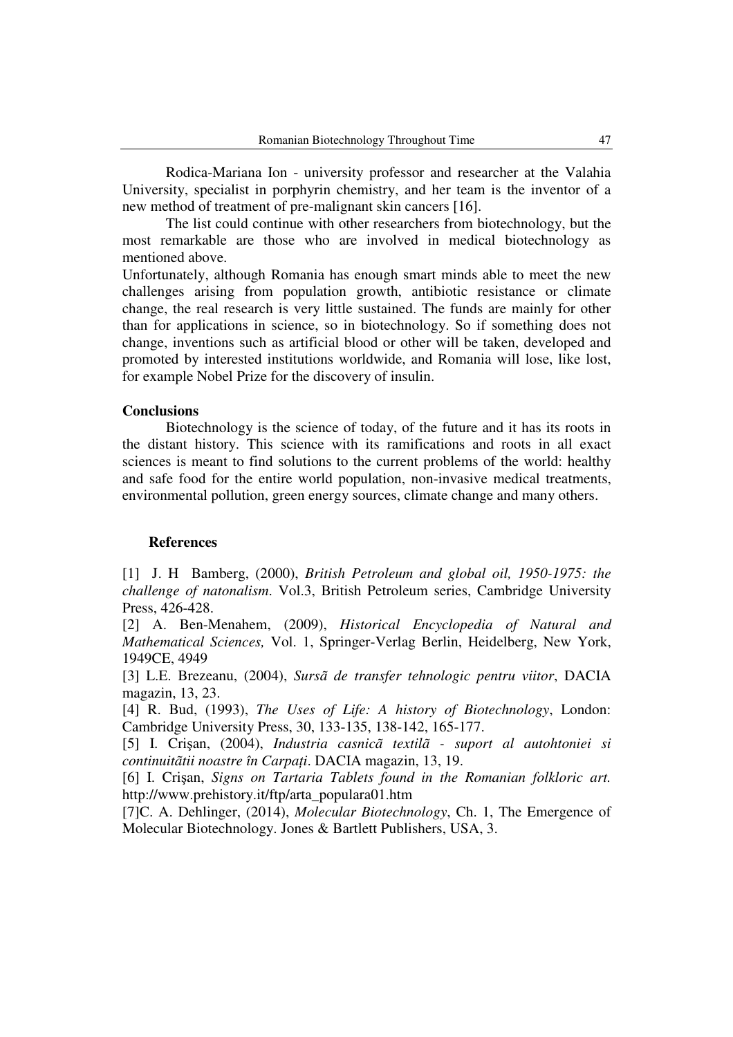Rodica-Mariana Ion - university professor and researcher at the Valahia University, specialist in porphyrin chemistry, and her team is the inventor of a new method of treatment of pre-malignant skin cancers [16].

The list could continue with other researchers from biotechnology, but the most remarkable are those who are involved in medical biotechnology as mentioned above.

Unfortunately, although Romania has enough smart minds able to meet the new challenges arising from population growth, antibiotic resistance or climate change, the real research is very little sustained. The funds are mainly for other than for applications in science, so in biotechnology. So if something does not change, inventions such as artificial blood or other will be taken, developed and promoted by interested institutions worldwide, and Romania will lose, like lost, for example Nobel Prize for the discovery of insulin.

**Conclusions**

Biotechnology is the science of today, of the future and it has its roots in the distant history. This science with its ramifications and roots in all exact sciences is meant to find solutions to the current problems of the world: healthy and safe food for the entire world population, non-invasive medical treatments, environmental pollution, green energy sources, climate change and many others.

**References**

[1] J. H Bamberg, (2000), *British Petroleum and global oil, 1950-1975: the challenge of natonalism*. Vol.3, British Petroleum series, Cambridge University Press, 426-428.

[2] A. Ben-Menahem, (2009), *Historical Encyclopedia of Natural and Mathematical Sciences,* Vol. 1, Springer-Verlag Berlin, Heidelberg, New York, 1949CE, 4949

[3] L.E. Brezeanu, (2004), *Sursã de transfer tehnologic pentru viitor*, DACIA magazin, 13, 23.

[4] R. Bud, (1993), *The Uses of Life: A history of Biotechnology*, London: Cambridge University Press, 30, 133-135, 138-142, 165-177.

[5] I. Crişan, (2004), *Industria casnicã textilã - suport al autohtoniei si continuitãtii noastre în Carpați*. DACIA magazin, 13, 19.

[6] I. Crişan, *Signs on Tartaria Tablets found in the Romanian folkloric art.* http://www.prehistory.it/ftp/arta_populara01.htm

[7]C. A. Dehlinger, (2014), *Molecular Biotechnology*, Ch. 1, The Emergence of Molecular Biotechnology. Jones & Bartlett Publishers, USA, 3.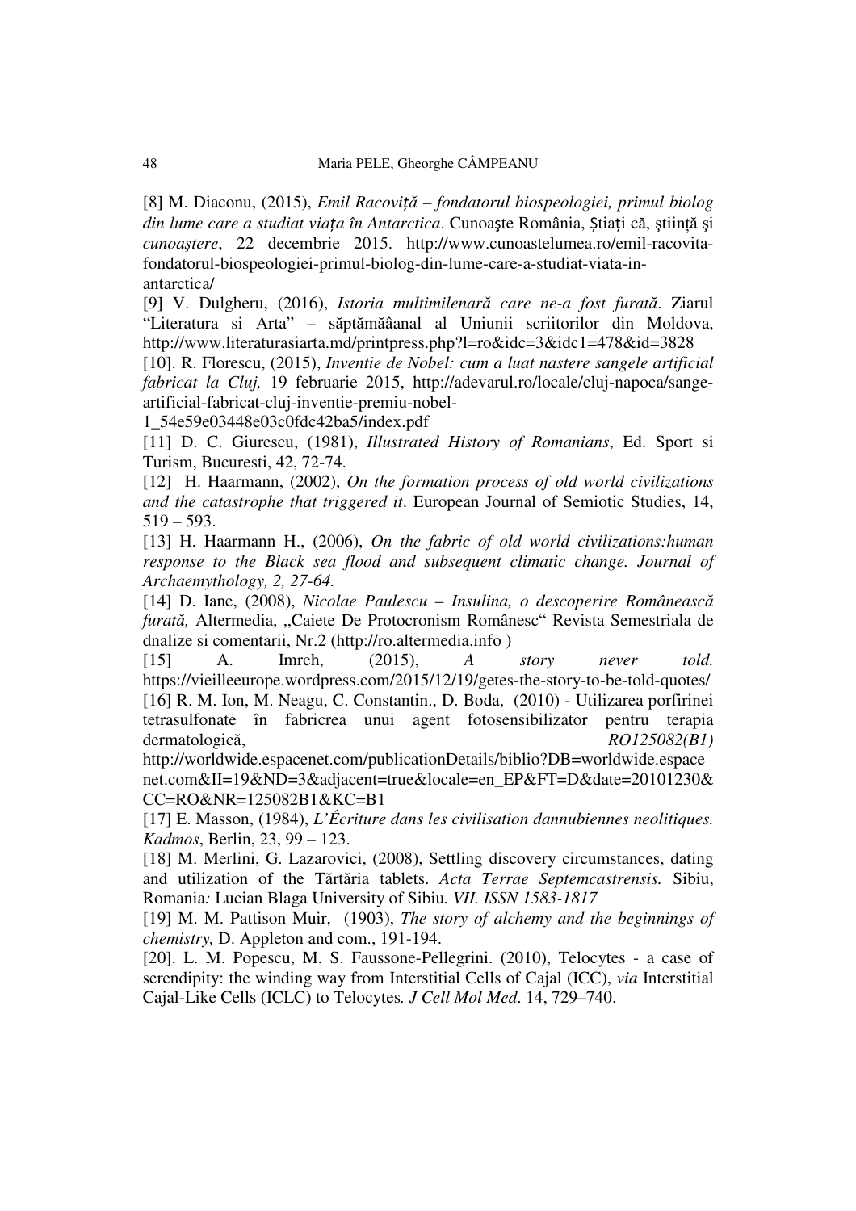[8] M. Diaconu, (2015), *Emil Racoviță – fondatorul biospeologiei, primul biolog din lume care a studiat viața în Antarctica*. Cunoaşte România, Știați că, știință şi *cunoaștere*, 22 decembrie 2015. http://www.cunoastelumea.ro/emil-racovita-fondatorul-biospeologiei-primul-biolog-din-lume-care-a-studiat-viata-in-antarctica/

[9] V. Dulgheru, (2016), *Istoria multimilenară care ne-a fost furată*. Ziarul "Literatura si Arta" – săptămăâanal al Uniunii scriitorilor din Moldova, http://www.literaturasiarta.md/printpress.php?l=ro&idc=3&idc1=478&id=3828

[10]. R. Florescu, (2015), *Inventie de Nobel: cum a luat nastere sangele artificial fabricat la Cluj,* 19 februarie 2015, http://adevarul.ro/locale/cluj-napoca/sange-artificial-fabricat-cluj-inventie-premiu-nobel-1_54e59e03448e03c0fdc42ba5/index.pdf

[11] D. C. Giurescu, (1981), *Illustrated History of Romanians*, Ed. Sport si Turism, Bucuresti, 42, 72-74.

[12] H. Haarmann, (2002), *On the formation process of old world civilizations and the catastrophe that triggered it*. European Journal of Semiotic Studies, 14, 519 – 593.

[13] H. Haarmann H., (2006), *On the fabric of old world civilizations:human response to the Black sea flood and subsequent climatic change. Journal of Archaemythology, 2, 27-64.*

[14] D. Iane, (2008), *Nicolae Paulescu – Insulina, o descoperire Românească furată,* Altermedia, „Caiete De Protocronism Românesc" Revista Semestriala de dnalize si comentarii, Nr.2 (http://ro.altermedia.info )

[15] A. Imreh, (2015), *A story never told.* https://vieilleeurope.wordpress.com/2015/12/19/getes-the-story-to-be-told-quotes/

[16] R. M. Ion, M. Neagu, C. Constantin., D. Boda, (2010) - Utilizarea porfirinei tetrasulfonate în fabricrea unui agent fotosensibilizator pentru terapia dermatologică, *RO125082(B1)* http://worldwide.espacenet.com/publicationDetails/biblio?DB=worldwide.espacenet.com&II=19&ND=3&adjacent=true&locale=en_EP&FT=D&date=20101230&CC=RO&NR=125082B1&KC=B1

[17] E. Masson, (1984), *L'Écriture dans les civilisation dannubiennes neolitiques. Kadmos*, Berlin, 23, 99 – 123.

[18] M. Merlini, G. Lazarovici, (2008), Settling discovery circumstances, dating and utilization of the Tărtăria tablets. *Acta Terrae Septemcastrensis.* Sibiu, Romania*:* Lucian Blaga University of Sibiu*. VII. ISSN 1583-1817*

[19] M. M. Pattison Muir, (1903), *The story of alchemy and the beginnings of chemistry,* D. Appleton and com., 191-194.

[20]. L. M. Popescu, M. S. Faussone-Pellegrini. (2010), Telocytes - a case of serendipity: the winding way from Interstitial Cells of Cajal (ICC), *via* Interstitial Cajal-Like Cells (ICLC) to Telocytes*. J Cell Mol Med*. 14, 729–740.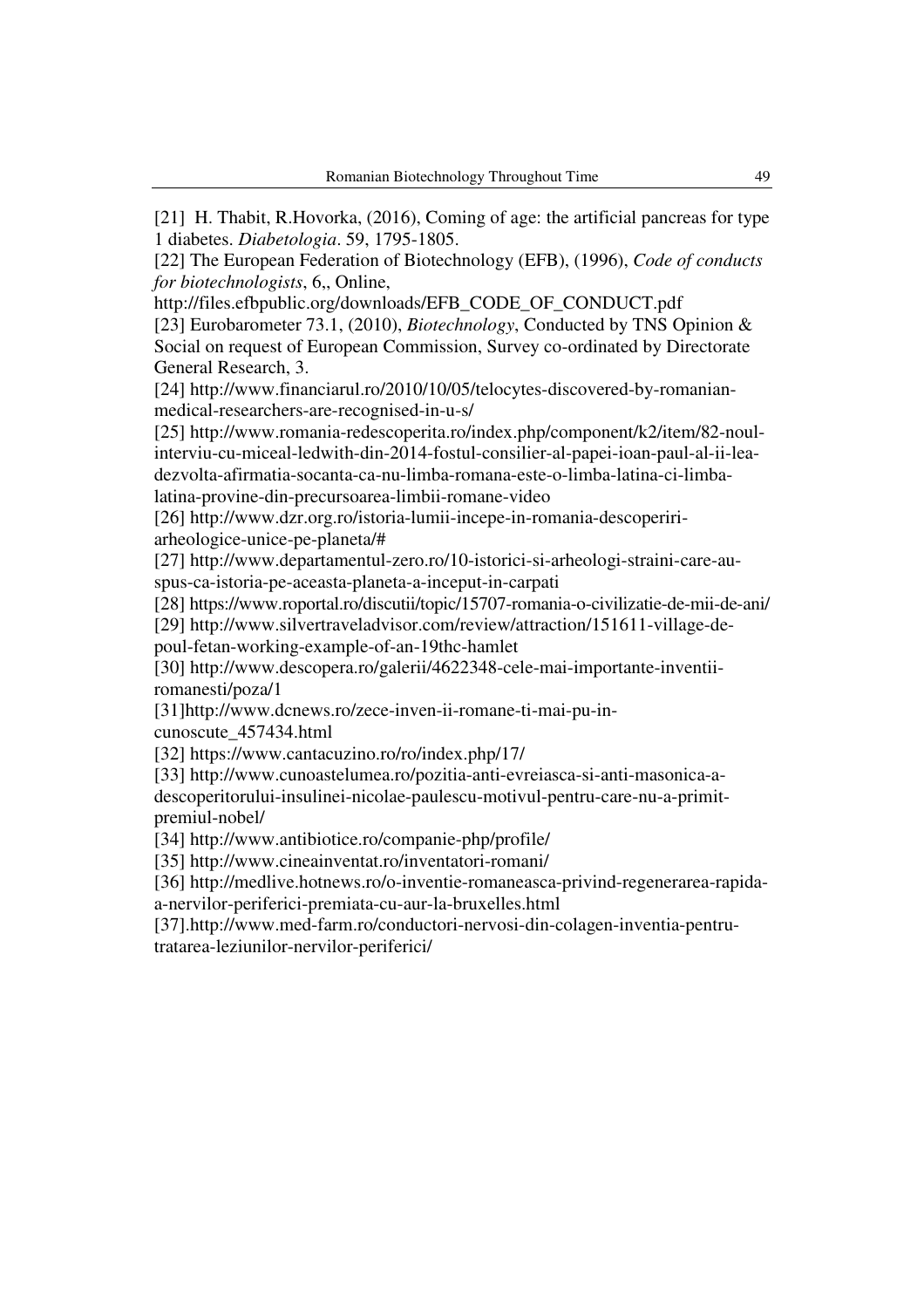[21] H. Thabit, R.Hovorka, (2016), Coming of age: the artificial pancreas for type 1 diabetes. *Diabetologia*. 59, 1795-1805.

[22] The European Federation of Biotechnology (EFB), (1996), *Code of conducts for biotechnologists*, 6,, Online, http://files.efbpublic.org/downloads/EFB_CODE_OF_CONDUCT.pdf

[23] Eurobarometer 73.1, (2010), *Biotechnology*, Conducted by TNS Opinion & Social on request of European Commission, Survey co-ordinated by Directorate General Research, 3.

[24] http://www.financiarul.ro/2010/10/05/telocytes-discovered-by-romanian-medical-researchers-are-recognised-in-u-s/

[25] http://www.romania-redescoperita.ro/index.php/component/k2/item/82-noul-interviu-cu-miceal-ledwith-din-2014-fostul-consilier-al-papei-ioan-paul-al-ii-lea-dezvolta-afirmatia-socanta-ca-nu-limba-romana-este-o-limba-latina-ci-limba-latina-provine-din-precursoarea-limbii-romane-video

[26] http://www.dzr.org.ro/istoria-lumii-incepe-in-romania-descoperiri-arheologice-unice-pe-planeta/#

[27] http://www.departamentul-zero.ro/10-istorici-si-arheologi-straini-care-au-spus-ca-istoria-pe-aceasta-planeta-a-inceput-in-carpati

[28] https://www.roportal.ro/discutii/topic/15707-romania-o-civilizatie-de-mii-de-ani/

[29] http://www.silvertraveladvisor.com/review/attraction/151611-village-de-poul-fetan-working-example-of-an-19thc-hamlet

[30] http://www.descopera.ro/galerii/4622348-cele-mai-importante-inventii-romanesti/poza/1

[31]http://www.dcnews.ro/zece-inven-ii-romane-ti-mai-pu-in-cunoscute_457434.html

[32] https://www.cantacuzino.ro/ro/index.php/17/

[33] http://www.cunoastelumea.ro/pozitia-anti-evreiasca-si-anti-masonica-a-descoperitorului-insulinei-nicolae-paulescu-motivul-pentru-care-nu-a-primit-premiul-nobel/

[34] http://www.antibiotice.ro/companie-php/profile/

[35] http://www.cineainventat.ro/inventatori-romani/

[36] http://medlive.hotnews.ro/o-inventie-romaneasca-privind-regenerarea-rapida-a-nervilor-periferici-premiata-cu-aur-la-bruxelles.html

[37].http://www.med-farm.ro/conductori-nervosi-din-colagen-inventia-pentru-tratarea-leziunilor-nervilor-periferici/